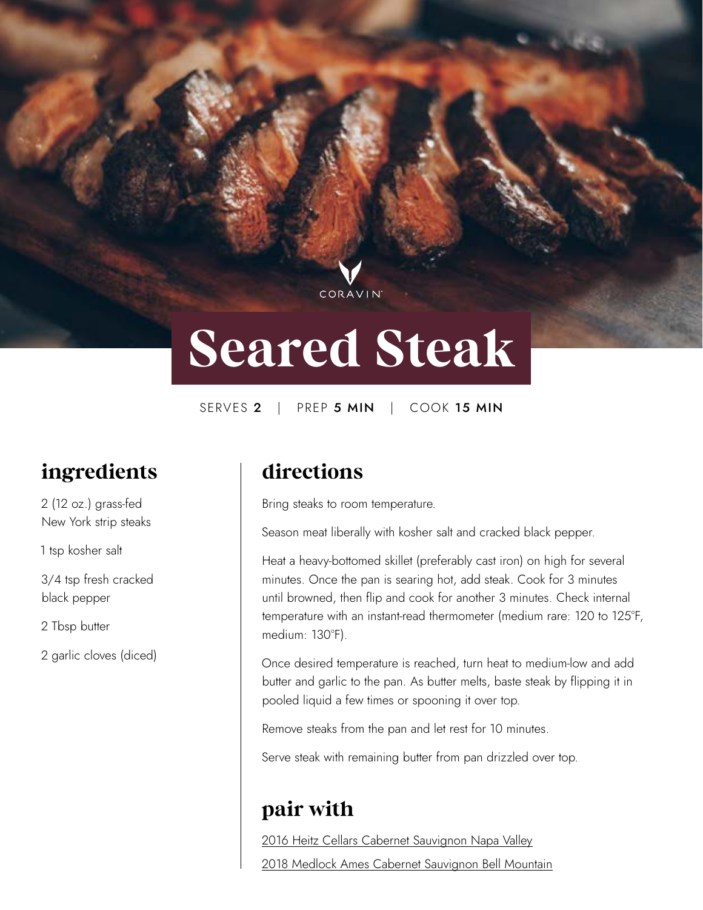CORAVIN

# Seared Steak

SERVES **2** | PREP **5 MIN** | COOK **15 MIN**

## ingredients

2 (12 oz.) grass-fed New York strip steaks

1 tsp kosher salt

3/4 tsp fresh cracked black pepper

2 Tbsp butter

2 garlic cloves (diced)

## directions

Bring steaks to room temperature.

Season meat liberally with kosher salt and cracked black pepper.

Heat a heavy-bottomed skillet (preferably cast iron) on high for several minutes. Once the pan is searing hot, add steak. Cook for 3 minutes until browned, then flip and cook for another 3 minutes. Check internal temperature with an instant-read thermometer (medium rare: 120 to 125°F, medium: 130°F).

Once desired temperature is reached, turn heat to medium-low and add butter and garlic to the pan. As butter melts, baste steak by flipping it in pooled liquid a few times or spooning it over top.

Remove steaks from the pan and let rest for 10 minutes.

Serve steak with remaining butter from pan drizzled over top.

## pair with

2016 Heitz Cellars Cabernet Sauvignon Napa Valley

2018 Medlock Ames Cabernet Sauvignon Bell Mountain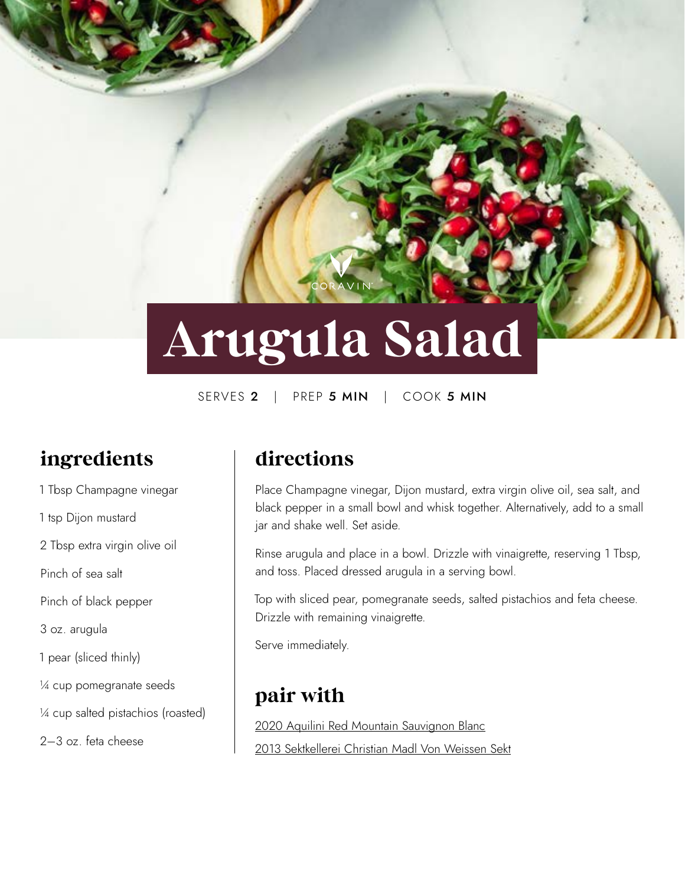CORAVIN

# Arugula Salad

SERVES **2** | PREP **5 MIN** | COOK **5 MIN**

## ingredients

1 Tbsp Champagne vinegar

1 tsp Dijon mustard

2 Tbsp extra virgin olive oil

Pinch of sea salt

Pinch of black pepper

3 oz. arugula

1 pear (sliced thinly)

¼ cup pomegranate seeds

¼ cup salted pistachios (roasted)

2–3 oz. feta cheese

## directions

Place Champagne vinegar, Dijon mustard, extra virgin olive oil, sea salt, and black pepper in a small bowl and whisk together. Alternatively, add to a small jar and shake well. Set aside.

Rinse arugula and place in a bowl. Drizzle with vinaigrette, reserving 1 Tbsp, and toss. Placed dressed arugula in a serving bowl.

Top with sliced pear, pomegranate seeds, salted pistachios and feta cheese. Drizzle with remaining vinaigrette.

Serve immediately.

## pair with

2020 Aquilini Red Mountain Sauvignon Blanc

2013 Sektkellerei Christian Madl Von Weissen Sekt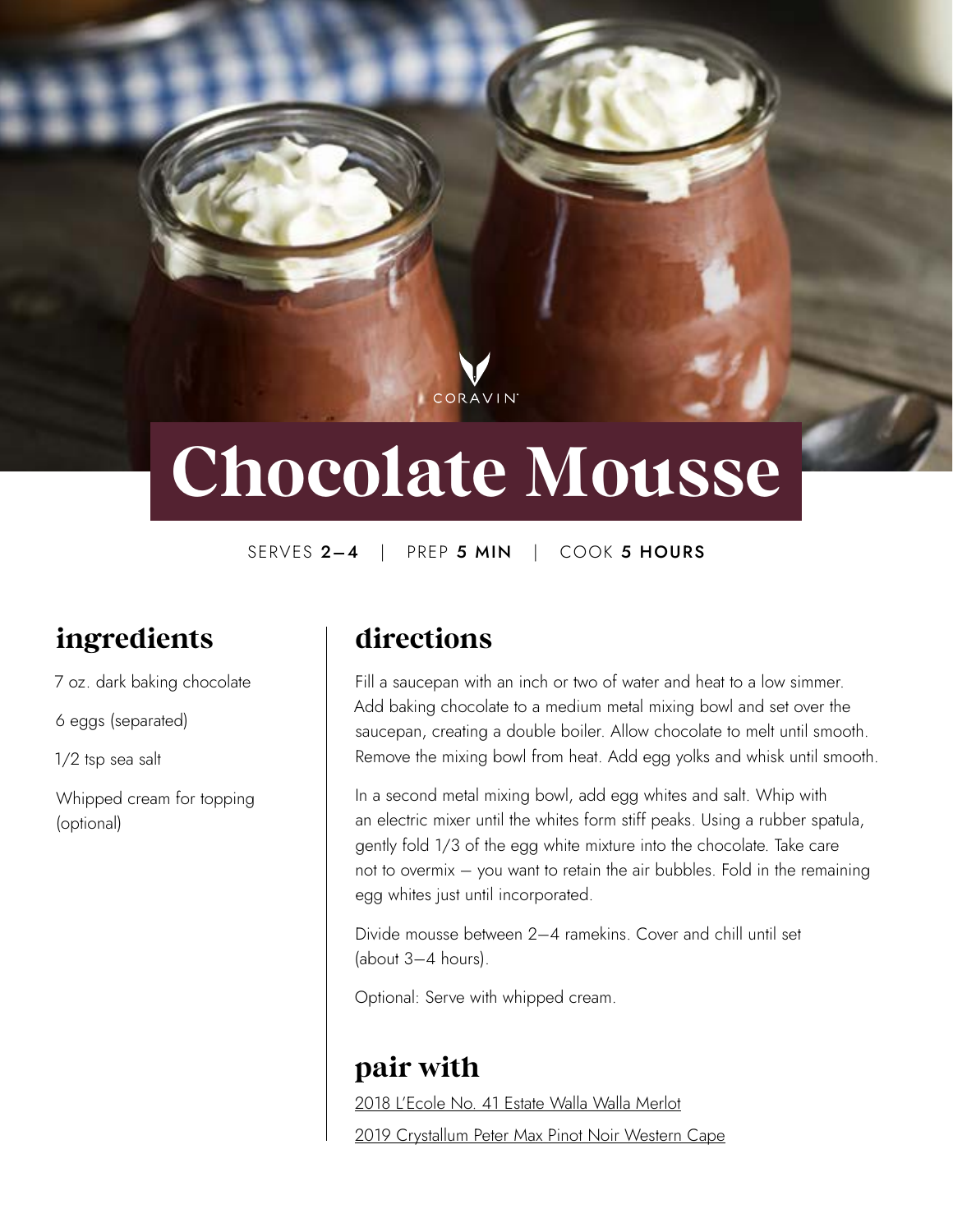# Chocolate Mousse

SERVES **2–4** | PREP **5 MIN** | COOK **5 HOURS**

## ingredients

7 oz. dark baking chocolate

6 eggs (separated)

1/2 tsp sea salt

Whipped cream for topping (optional)

## directions

Fill a saucepan with an inch or two of water and heat to a low simmer. Add baking chocolate to a medium metal mixing bowl and set over the saucepan, creating a double boiler. Allow chocolate to melt until smooth. Remove the mixing bowl from heat. Add egg yolks and whisk until smooth.

In a second metal mixing bowl, add egg whites and salt. Whip with an electric mixer until the whites form stiff peaks. Using a rubber spatula, gently fold 1/3 of the egg white mixture into the chocolate. Take care not to overmix – you want to retain the air bubbles. Fold in the remaining egg whites just until incorporated.

Divide mousse between 2–4 ramekins. Cover and chill until set (about 3–4 hours).

Optional: Serve with whipped cream.

## pair with

2018 L'Ecole No. 41 Estate Walla Walla Merlot

2019 Crystallum Peter Max Pinot Noir Western Cape